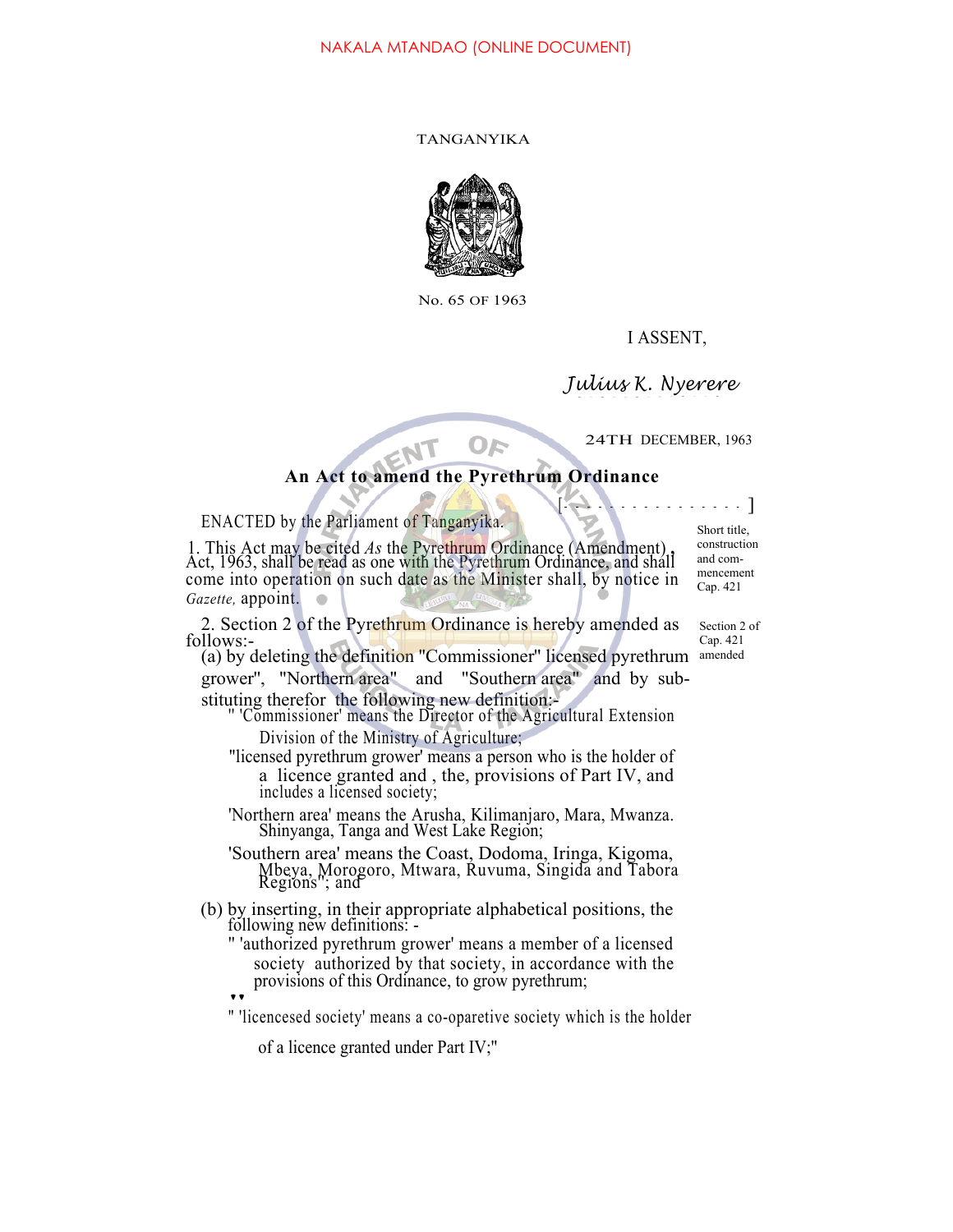NAKALA MTANDAO (ONLINE DOCUMENT)

TANGANYIKA

No. 65 OF 1963

I ASSENT,

*Julius K. Nyerere*

24TH DECEMBER, 1963

## An Act to amend the Pyrethrum Ordinance

[. . . . . . . . . . . . . . . . . . ]

ENACTED by the Parliament of Tanganyika.

Short title, construction and commencement Cap. 421

1. This Act may be cited *As* the Pyrethrum Ordinance (Amendment) Act, 1963, shall be read as one with the Pyrethrum Ordinance, and shall come into operation on such date as the Minister shall, by notice in *Gazette,* appoint.

Section 2 of Cap. 421 amended

2. Section 2 of the Pyrethrum Ordinance is hereby amended as follows:-

(a) by deleting the definition "Commissioner" licensed pyrethrum grower", "Northern area" and "Southern area" and by substituting therefor the following new definition:-

" 'Commissioner' means the Director of the Agricultural Extension Division of the Ministry of Agriculture;

"licensed pyrethrum grower' means a person who is the holder of a licence granted and , the, provisions of Part IV, and includes a licensed society;

'Northern area' means the Arusha, Kilimanjaro, Mara, Mwanza. Shinyanga, Tanga and West Lake Region;

'Southern area' means the Coast, Dodoma, Iringa, Kigoma, Mbeya, Morogoro, Mtwara, Ruvuma, Singida and Tabora Regions"; and

(b) by inserting, in their appropriate alphabetical positions, the following new definitions: -

" 'authorized pyrethrum grower' means a member of a licensed society authorized by that society, in accordance with the provisions of this Ordinance, to grow pyrethrum;

" 'licencesed society' means a co-oparetive society which is the holder of a licence granted under Part IV;"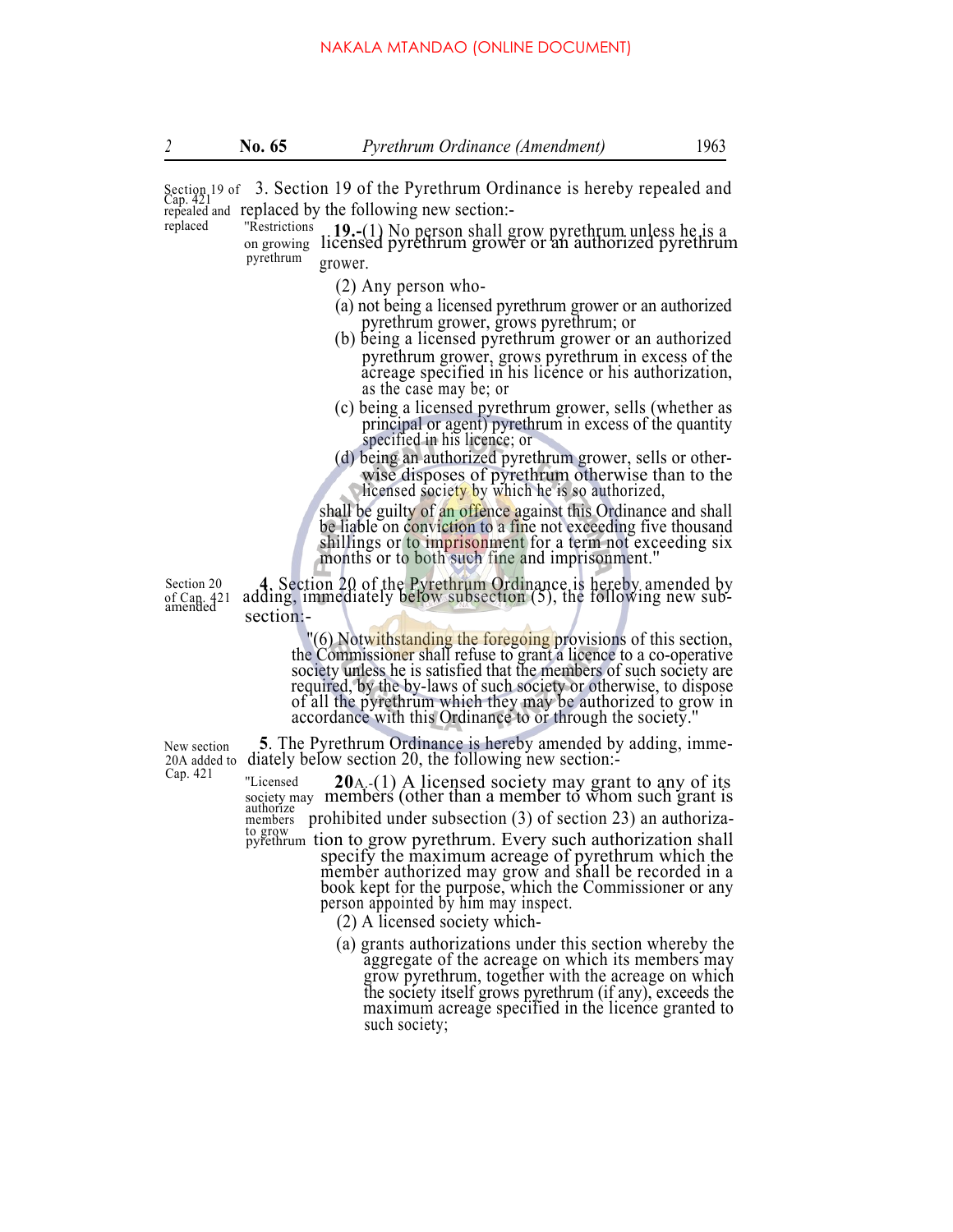*Section 19 of Cap. 421 repealed and replaced*

3. Section 19 of the Pyrethrum Ordinance is hereby repealed and replaced by the following new section:-

*"Restrictions on growing pyrethrum*

**19.**-(1) No person shall grow pyrethrum unless he is a licensed pyrethrum grower or an authorized pyrethrum grower.

(2) Any person who-

(a) not being a licensed pyrethrum grower or an authorized pyrethrum grower, grows pyrethrum; or

(b) being a licensed pyrethrum grower or an authorized pyrethrum grower, grows pyrethrum in excess of the acreage specified in his licence or his authorization, as the case may be; or

(c) being a licensed pyrethrum grower, sells (whether as principal or agent) pyrethrum in excess of the quantity specified in his licence; or

(d) being an authorized pyrethrum grower, sells or otherwise disposes of pyrethrum otherwise than to the licensed society by which he is so authorized,

shall be guilty of an offence against this Ordinance and shall be liable on conviction to a fine not exceeding five thousand shillings or to imprisonment for a term not exceeding six months or to both such fine and imprisonment."

*Section 20 of Cap. 421 amended*

**4**. Section 20 of the Pyrethrum Ordinance is hereby amended by adding, immediately below subsection (5), the following new sub-section:-

"(6) Notwithstanding the foregoing provisions of this section, the Commissioner shall refuse to grant a licence to a co-operative society unless he is satisfied that the members of such society are required, by the by-laws of such society or otherwise, to dispose of all the pyrethrum which they may be authorized to grow in accordance with this Ordinance to or through the society."

*New section 20A added to Cap. 421*

**5**. The Pyrethrum Ordinance is hereby amended by adding, immediately below section 20, the following new section:-

*"Licensed society may authorize members to grow pyrethrum*

**20**A.-(1) A licensed society may grant to any of its members (other than a member to whom such grant is prohibited under subsection (3) of section 23) an authorization to grow pyrethrum. Every such authorization shall specify the maximum acreage of pyrethrum which the member authorized may grow and shall be recorded in a book kept for the purpose, which the Commissioner or any person appointed by him may inspect.

(2) A licensed society which-

(a) grants authorizations under this section whereby the aggregate of the acreage on which its members may grow pyrethrum, together with the acreage on which the society itself grows pyrethrum (if any), exceeds the maximum acreage specified in the licence granted to such society;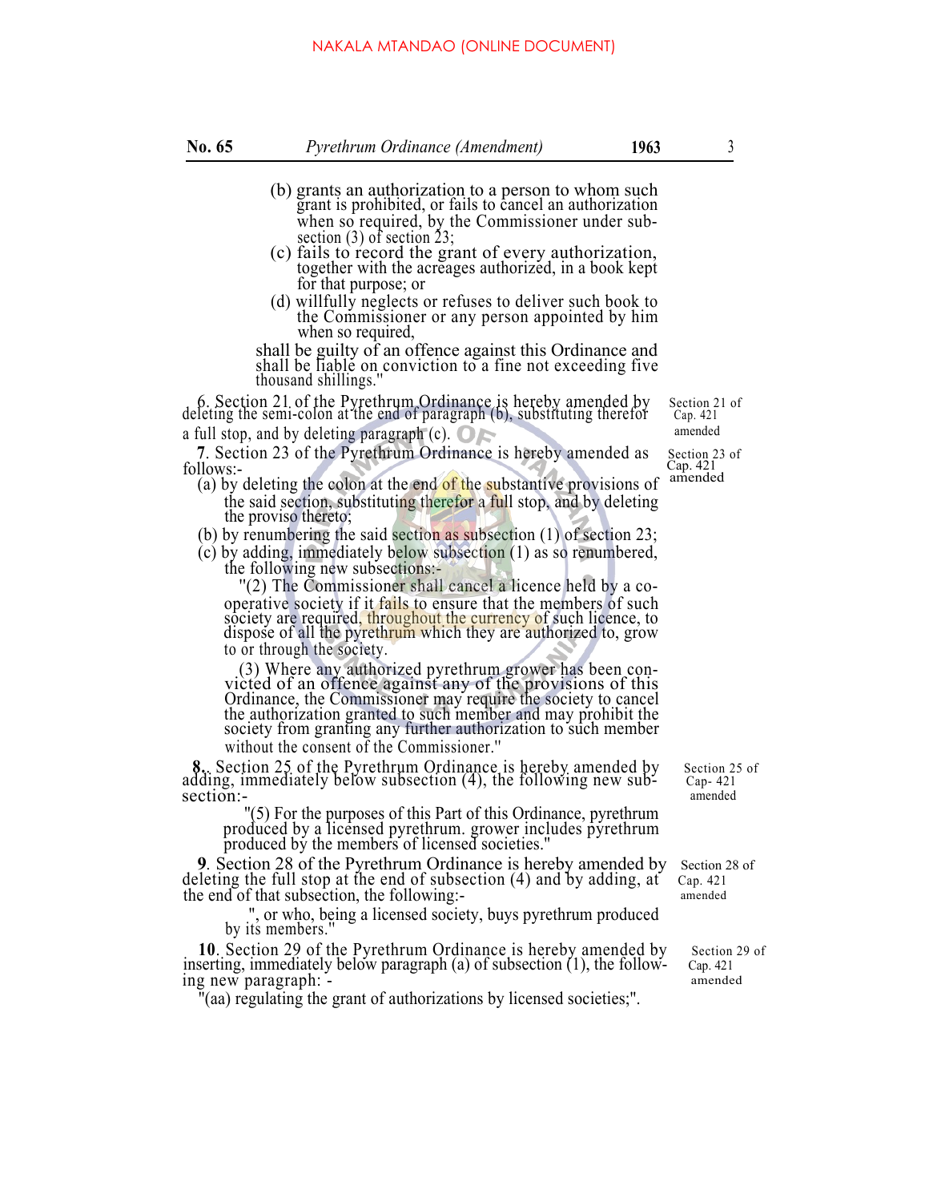(b) grants an authorization to a person to whom such grant is prohibited, or fails to cancel an authorization when so required, by the Commissioner under subsection (3) of section 23;

(c) fails to record the grant of every authorization, together with the acreages authorized, in a book kept for that purpose; or

(d) willfully neglects or refuses to deliver such book to the Commissioner or any person appointed by him when so required,

shall be guilty of an offence against this Ordinance and shall be liable on conviction to a fine not exceeding five thousand shillings."

Section 21 of Cap. 421 amended

**6**. Section 21 of the Pyrethrum Ordinance is hereby amended by deleting the semi-colon at the end of paragraph (b), substituting therefor a full stop, and by deleting paragraph (c).

Section 23 of Cap. 421 amended

**7**. Section 23 of the Pyrethrum Ordinance is hereby amended as follows:-

(a) by deleting the colon at the end of the substantive provisions of the said section, substituting therefor a full stop, and by deleting the proviso thereto;

(b) by renumbering the said section as subsection (1) of section 23;

(c) by adding, immediately below subsection (1) as so renumbered, the following new subsections:-

"(2) The Commissioner shall cancel a licence held by a co-operative society if it fails to ensure that the members of such society are required, throughout the currency of such licence, to dispose of all the pyrethrum which they are authorized to, grow to or through the society.

(3) Where any authorized pyrethrum grower has been convicted of an offence against any of the provisions of this Ordinance, the Commissioner may require the society to cancel the authorization granted to such member and may prohibit the society from granting any further authorization to such member without the consent of the Commissioner."

Section 25 of Cap- 421 amended

**8**. Section 25 of the Pyrethrum Ordinance is hereby amended by adding, immediately below subsection (4), the following new subsection:-

"(5) For the purposes of this Part of this Ordinance, pyrethrum produced by a licensed pyrethrum. grower includes pyrethrum produced by the members of licensed societies."

Section 28 of Cap. 421 amended

**9**. Section 28 of the Pyrethrum Ordinance is hereby amended by deleting the full stop at the end of subsection (4) and by adding, at the end of that subsection, the following:-

", or who, being a licensed society, buys pyrethrum produced by its members."

Section 29 of Cap. 421 amended

**10**. Section 29 of the Pyrethrum Ordinance is hereby amended by inserting, immediately below paragraph (a) of subsection (1), the following new paragraph: -

"(aa) regulating the grant of authorizations by licensed societies;".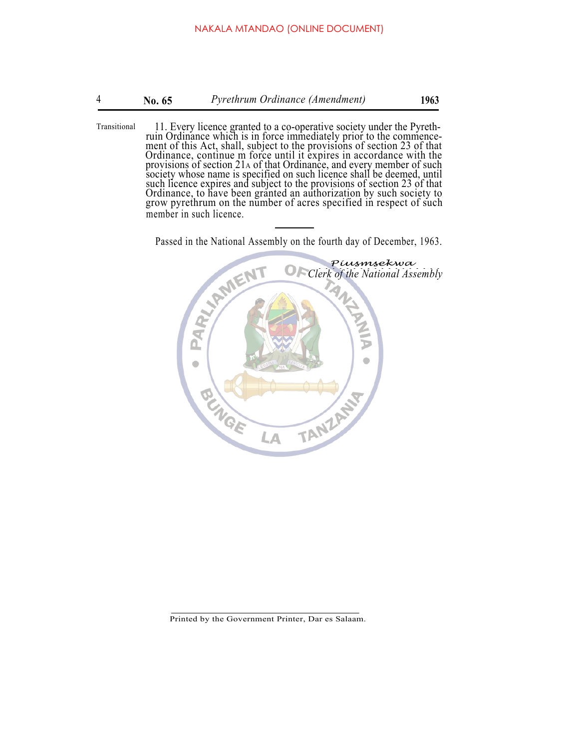**Transitional**

11. Every licence granted to a co-operative society under the Pyrethruin Ordinance which is in force immediately prior to the commencement of this Act, shall, subject to the provisions of section 23 of that Ordinance, continue m force until it expires in accordance with the provisions of section 21A of that Ordinance, and every member of such society whose name is specified on such licence shall be deemed, until such licence expires and subject to the provisions of section 23 of that Ordinance, to have been granted an authorization by such society to grow pyrethrum on the number of acres specified in respect of such member in such licence.

---

Passed in the National Assembly on the fourth day of December, 1963.

Piusmsekwa
*Clerk of the National Assembly*

Printed by the Government Printer, Dar es Salaam.